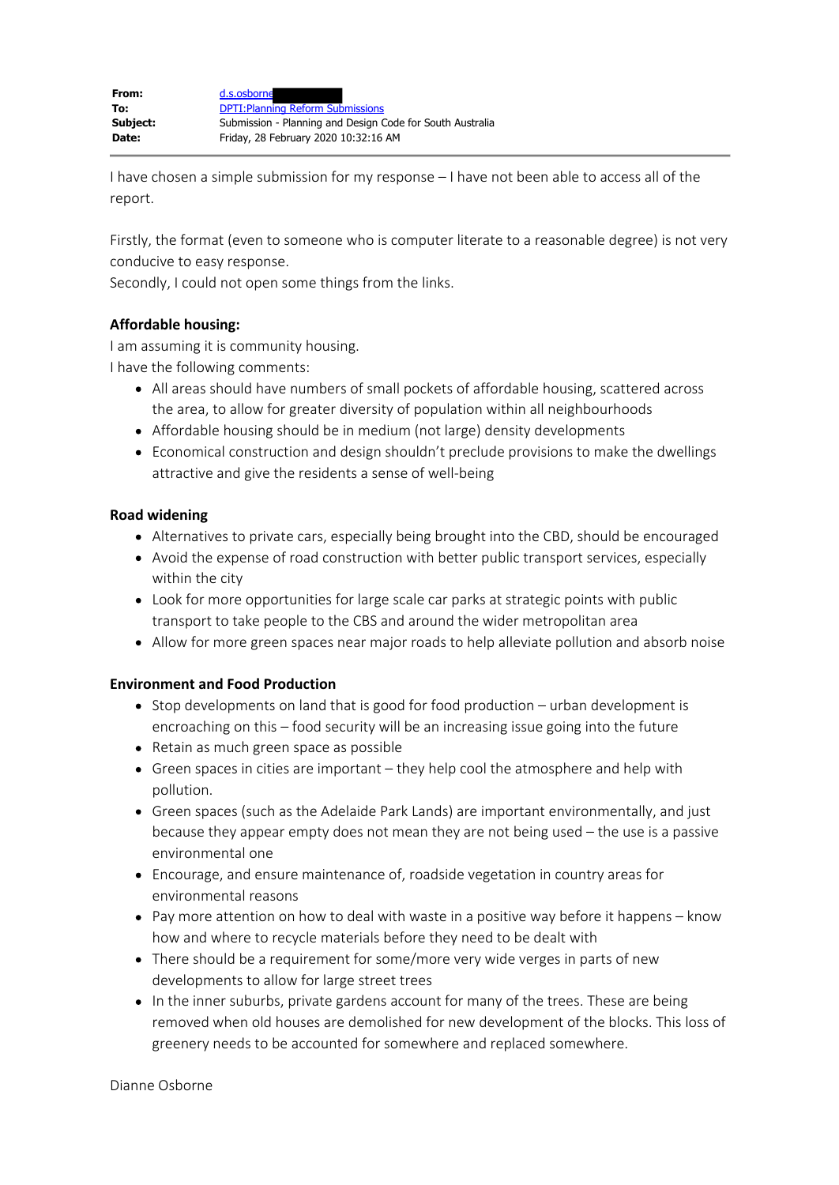| | |
|---|---|
| **From:** | d.s.osborne |
| **To:** | DPTI:Planning Reform Submissions |
| **Subject:** | Submission - Planning and Design Code for South Australia |
| **Date:** | Friday, 28 February 2020 10:32:16 AM |

I have chosen a simple submission for my response – I have not been able to access all of the report.

Firstly, the format (even to someone who is computer literate to a reasonable degree) is not very conducive to easy response.
Secondly, I could not open some things from the links.

**Affordable housing:**
I am assuming it is community housing.
I have the following comments:

- All areas should have numbers of small pockets of affordable housing, scattered across the area, to allow for greater diversity of population within all neighbourhoods
- Affordable housing should be in medium (not large) density developments
- Economical construction and design shouldn't preclude provisions to make the dwellings attractive and give the residents a sense of well-being

**Road widening**

- Alternatives to private cars, especially being brought into the CBD, should be encouraged
- Avoid the expense of road construction with better public transport services, especially within the city
- Look for more opportunities for large scale car parks at strategic points with public transport to take people to the CBS and around the wider metropolitan area
- Allow for more green spaces near major roads to help alleviate pollution and absorb noise

**Environment and Food Production**

- Stop developments on land that is good for food production – urban development is encroaching on this – food security will be an increasing issue going into the future
- Retain as much green space as possible
- Green spaces in cities are important – they help cool the atmosphere and help with pollution.
- Green spaces (such as the Adelaide Park Lands) are important environmentally, and just because they appear empty does not mean they are not being used – the use is a passive environmental one
- Encourage, and ensure maintenance of, roadside vegetation in country areas for environmental reasons
- Pay more attention on how to deal with waste in a positive way before it happens – know how and where to recycle materials before they need to be dealt with
- There should be a requirement for some/more very wide verges in parts of new developments to allow for large street trees
- In the inner suburbs, private gardens account for many of the trees. These are being removed when old houses are demolished for new development of the blocks. This loss of greenery needs to be accounted for somewhere and replaced somewhere.

Dianne Osborne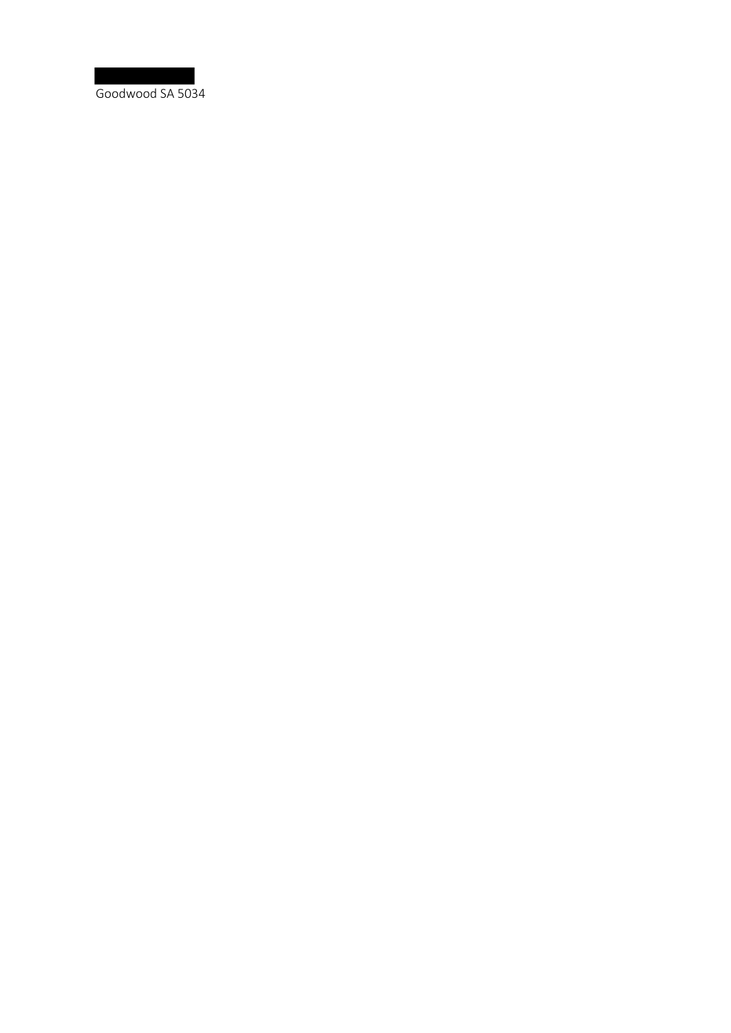Goodwood SA 5034